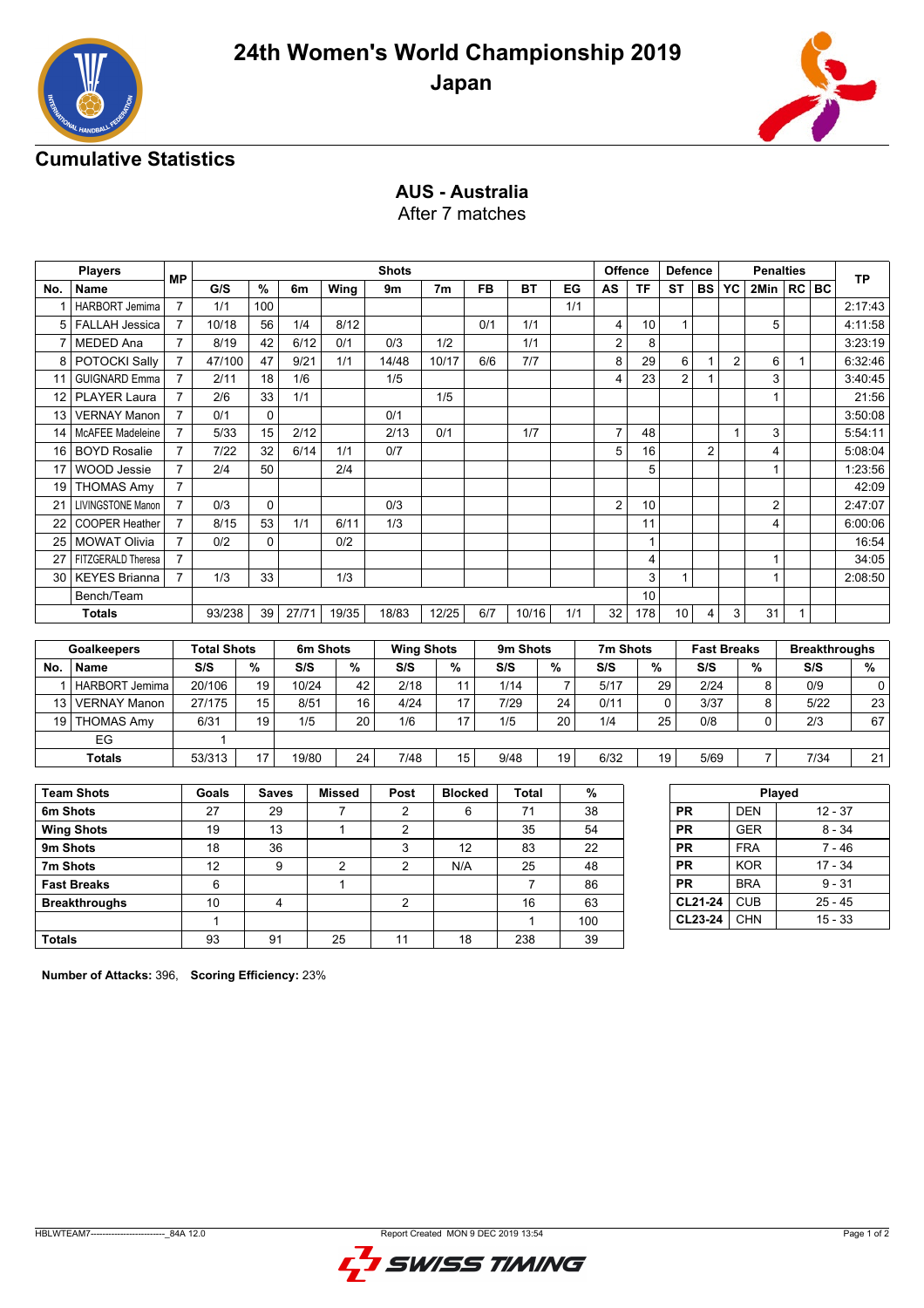# 24th Women's World Championship 2019

## Japan

### Cumulative Statistics

**AUS - Australia**
After 7 matches

| Players | | MP | Shots | | | | | | | | | Offence | | Defence | | Penalties | | | | | TP |
|---|---|---|---|---|---|---|---|---|---|---|---|---|---|---|---|---|---|---|---|---|---|
| No. | Name | | G/S | % | 6m | Wing | 9m | 7m | FB | BT | EG | AS | TF | ST | BS | YC | 2Min | RC | BC | | |
| 1 | HARBORT Jemima | 7 | 1/1 | 100 | | | | | | | 1/1 | | | | | | | | | | 2:17:43 |
| 5 | FALLAH Jessica | 7 | 10/18 | 56 | 1/4 | 8/12 | | | 0/1 | 1/1 | | 4 | 10 | 1 | | | 5 | | | | 4:11:58 |
| 7 | MEDED Ana | 7 | 8/19 | 42 | 6/12 | 0/1 | 0/3 | 1/2 | | 1/1 | | 2 | 8 | | | | | | | | 3:23:19 |
| 8 | POTOCKI Sally | 7 | 47/100 | 47 | 9/21 | 1/1 | 14/48 | 10/17 | 6/6 | 7/7 | | 8 | 29 | 6 | 1 | 2 | 6 | 1 | | | 6:32:46 |
| 11 | GUIGNARD Emma | 7 | 2/11 | 18 | 1/6 | | 1/5 | | | | | 4 | 23 | 2 | 1 | | 3 | | | | 3:40:45 |
| 12 | PLAYER Laura | 7 | 2/6 | 33 | 1/1 | | | 1/5 | | | | | | | | | 1 | | | | 21:56 |
| 13 | VERNAY Manon | 7 | 0/1 | 0 | | | 0/1 | | | | | | | | | | | | | | 3:50:08 |
| 14 | McAFEE Madeleine | 7 | 5/33 | 15 | 2/12 | | 2/13 | 0/1 | | 1/7 | | 7 | 48 | | | 1 | 3 | | | | 5:54:11 |
| 16 | BOYD Rosalie | 7 | 7/22 | 32 | 6/14 | 1/1 | 0/7 | | | | | 5 | 16 | | 2 | | 4 | | | | 5:08:04 |
| 17 | WOOD Jessie | 7 | 2/4 | 50 | | 2/4 | | | | | | | 5 | | | | 1 | | | | 1:23:56 |
| 19 | THOMAS Amy | 7 | | | | | | | | | | | | | | | | | | | 42:09 |
| 21 | LIVINGSTONE Manon | 7 | 0/3 | 0 | | | 0/3 | | | | | 2 | 10 | | | | 2 | | | | 2:47:07 |
| 22 | COOPER Heather | 7 | 8/15 | 53 | 1/1 | 6/11 | 1/3 | | | | | | 11 | | | | 4 | | | | 6:00:06 |
| 25 | MOWAT Olivia | 7 | 0/2 | 0 | | 0/2 | | | | | | | 1 | | | | | | | | 16:54 |
| 27 | FITZGERALD Theresa | 7 | | | | | | | | | | | 4 | | | | 1 | | | | 34:05 |
| 30 | KEYES Brianna | 7 | 1/3 | 33 | | 1/3 | | | | | | | 3 | 1 | | | 1 | | | | 2:08:50 |
| | Bench/Team | | | | | | | | | | | | 10 | | | | | | | | |
| Totals | | | 93/238 | 39 | 27/71 | 19/35 | 18/83 | 12/25 | 6/7 | 10/16 | 1/1 | 32 | 178 | 10 | 4 | 3 | 31 | 1 | | | |

| Goalkeepers | | Total Shots | | 6m Shots | | Wing Shots | | 9m Shots | | 7m Shots | | Fast Breaks | | Breakthroughs | |
|---|---|---|---|---|---|---|---|---|---|---|---|---|---|---|---|
| No. | Name | S/S | % | S/S | % | S/S | % | S/S | % | S/S | % | S/S | % | S/S | % |
| 1 | HARBORT Jemima | 20/106 | 19 | 10/24 | 42 | 2/18 | 11 | 1/14 | 7 | 5/17 | 29 | 2/24 | 8 | 0/9 | 0 |
| 13 | VERNAY Manon | 27/175 | 15 | 8/51 | 16 | 4/24 | 17 | 7/29 | 24 | 0/11 | 0 | 3/37 | 8 | 5/22 | 23 |
| 19 | THOMAS Amy | 6/31 | 19 | 1/5 | 20 | 1/6 | 17 | 1/5 | 20 | 1/4 | 25 | 0/8 | 0 | 2/3 | 67 |
| | EG | 1 | | | | | | | | | | | | | |
| Totals | | 53/313 | 17 | 19/80 | 24 | 7/48 | 15 | 9/48 | 19 | 6/32 | 19 | 5/69 | 7 | 7/34 | 21 |

| Team Shots | Goals | Saves | Missed | Post | Blocked | Total | % |
|---|---|---|---|---|---|---|---|
| 6m Shots | 27 | 29 | 7 | 2 | 6 | 71 | 38 |
| Wing Shots | 19 | 13 | 1 | 2 | | 35 | 54 |
| 9m Shots | 18 | 36 | | 3 | 12 | 83 | 22 |
| 7m Shots | 12 | 9 | 2 | 2 | N/A | 25 | 48 |
| Fast Breaks | 6 | | 1 | | | 7 | 86 |
| Breakthroughs | 10 | 4 | | 2 | | 16 | 63 |
| | 1 | | | | | 1 | 100 |
| Totals | 93 | 91 | 25 | 11 | 18 | 238 | 39 |

| Played | | |
|---|---|---|
| PR | DEN | 12 - 37 |
| PR | GER | 8 - 34 |
| PR | FRA | 7 - 46 |
| PR | KOR | 17 - 34 |
| PR | BRA | 9 - 31 |
| CL21-24 | CUB | 25 - 45 |
| CL23-24 | CHN | 15 - 33 |

**Number of Attacks:** 396, **Scoring Efficiency:** 23%

HBLWTEAM7--------------------------_84A 12.0 Report Created MON 9 DEC 2019 13:54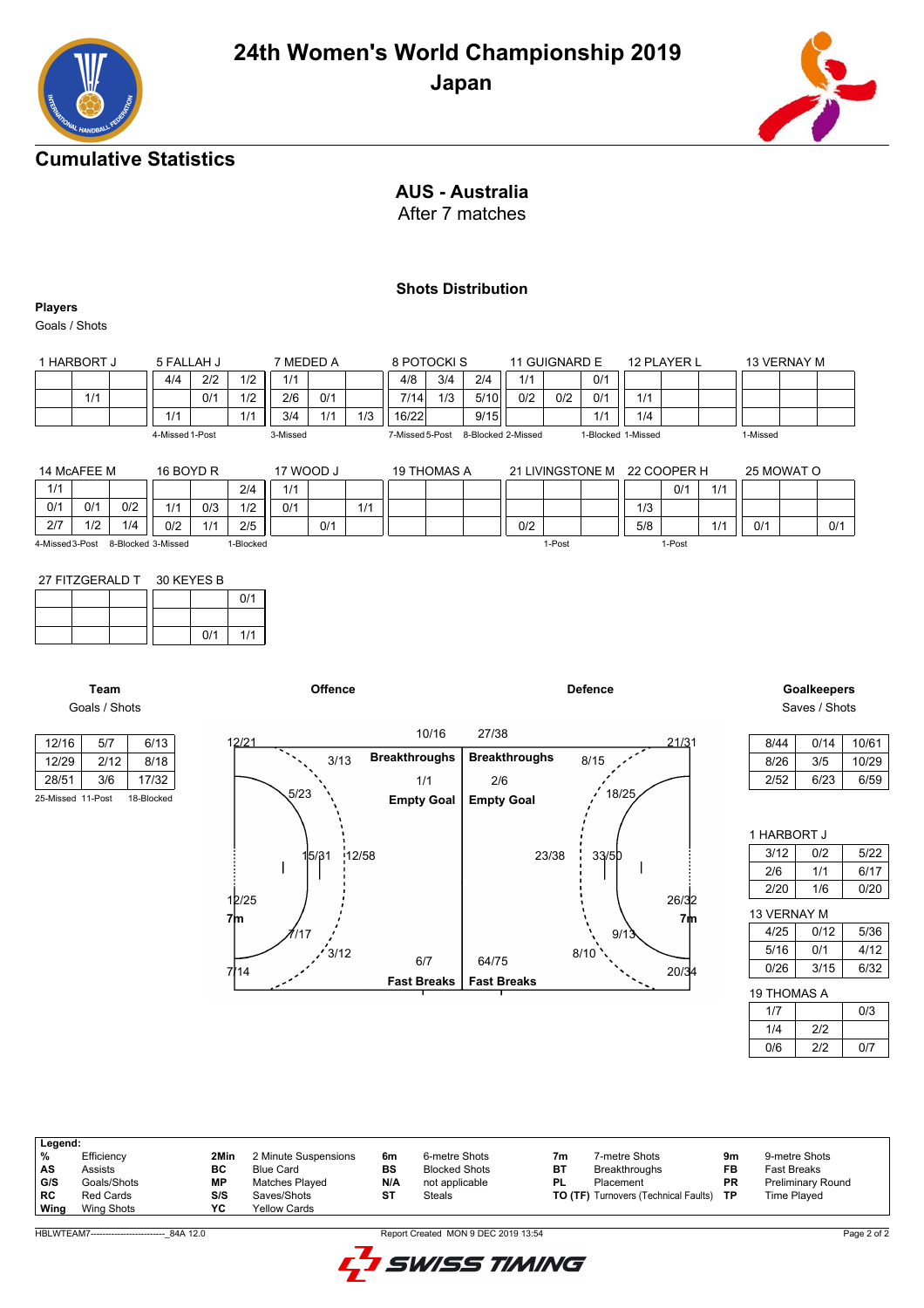# 24th Women's World Championship 2019

## Japan

## Cumulative Statistics

**AUS - Australia**
After 7 matches

### Shots Distribution

**Players**
Goals / Shots

1 HARBORT J

| | | |
|---|---|---|
| | | |
| | 1/1 | |
| | | |

5 FALLAH J

| | | |
|---|---|---|
| 4/4 | 2/2 | 1/2 |
| | 0/1 | 1/2 |
| 1/1 | | 1/1 |

4-Missed 1-Post

7 MEDED A

| | | |
|---|---|---|
| 1/1 | | |
| 2/6 | 0/1 | |
| 3/4 | 1/1 | 1/3 |

3-Missed

8 POTOCKI S

| | | |
|---|---|---|
| 4/8 | 3/4 | 2/4 |
| 7/14 | 1/3 | 5/10 |
| 16/22 | | 9/15 |

7-Missed 5-Post 8-Blocked

11 GUIGNARD E

| | | |
|---|---|---|
| 1/1 | | 0/1 |
| 0/2 | 0/2 | 0/1 |
| | | 1/1 |

2-Missed 1-Blocked

12 PLAYER L

| | | |
|---|---|---|
| | | |
| 1/1 | | |
| 1/4 | | |

1-Missed

13 VERNAY M

| | | |
|---|---|---|
| | | |
| | | |
| | | |

1-Missed

14 McAFEE M

| | | |
|---|---|---|
| 1/1 | | |
| 0/1 | 0/1 | 0/2 |
| 2/7 | 1/2 | 1/4 |

4-Missed 3-Post 8-Blocked

16 BOYD R

| | | |
|---|---|---|
| | | 2/4 |
| 1/1 | 0/3 | 1/2 |
| 0/2 | 1/1 | 2/5 |

3-Missed 1-Blocked

17 WOOD J

| | | |
|---|---|---|
| 1/1 | | |
| 0/1 | | 1/1 |
| | 0/1 | |

19 THOMAS A

| | | |
|---|---|---|
| | | |
| | | |
| | | |

21 LIVINGSTONE M

| | | |
|---|---|---|
| | | |
| | | |
| 0/2 | | |

1-Post

22 COOPER H

| | | |
|---|---|---|
| | 0/1 | 1/1 |
| 1/3 | | |
| 5/8 | | 1/1 |

1-Post

25 MOWAT O

| | | |
|---|---|---|
| | | |
| | | |
| 0/1 | | 0/1 |

27 FITZGERALD T

| | | |
|---|---|---|
| | | |
| | | |
| | | |

30 KEYES B

| | | |
|---|---|---|
| | | 0/1 |
| | | |
| | 0/1 | 1/1 |

**Team**
Goals / Shots

| | | |
|---|---|---|
| 12/16 | 5/7 | 6/13 |
| 12/29 | 2/12 | 8/18 |
| 28/51 | 3/6 | 17/32 |

25-Missed 11-Post 18-Blocked

**Offence**

12/21
3/13
5/23
15/31
12/58
12/25
7m
7/17
3/12
7/14
10/16 Breakthroughs
1/1 Empty Goal
6/7 Fast Breaks

**Defence**

27/38 Breakthroughs
2/6 Empty Goal
64/75 Fast Breaks
21/31
8/15
18/25
23/38
33/50
26/32
7m
9/13
8/10
20/34

**Goalkeepers**
Saves / Shots

| | | |
|---|---|---|
| 8/44 | 0/14 | 10/61 |
| 8/26 | 3/5 | 10/29 |
| 2/52 | 6/23 | 6/59 |

1 HARBORT J

| | | |
|---|---|---|
| 3/12 | 0/2 | 5/22 |
| 2/6 | 1/1 | 6/17 |
| 2/20 | 1/6 | 0/20 |

13 VERNAY M

| | | |
|---|---|---|
| 4/25 | 0/12 | 5/36 |
| 5/16 | 0/1 | 4/12 |
| 0/26 | 3/15 | 6/32 |

19 THOMAS A

| | | |
|---|---|---|
| 1/7 | | 0/3 |
| 1/4 | 2/2 | |
| 0/6 | 2/2 | 0/7 |

**Legend:**

| | | | | | | | | | |
|---|---|---|---|---|---|---|---|---|---|
| % | Efficiency | 2Min | 2 Minute Suspensions | 6m | 6-metre Shots | 7m | 7-metre Shots | 9m | 9-metre Shots |
| AS | Assists | BC | Blue Card | BS | Blocked Shots | BT | Breakthroughs | FB | Fast Breaks |
| G/S | Goals/Shots | MP | Matches Played | N/A | not applicable | PL | Placement | PR | Preliminary Round |
| RC | Red Cards | S/S | Saves/Shots | ST | Steals | TO (TF) | Turnovers (Technical Faults) | TP | Time Played |
| Wing | Wing Shots | YC | Yellow Cards | | | | | | |

HBLWTEAM7-------------------------_84A 12.0    Report Created MON 9 DEC 2019 13:54